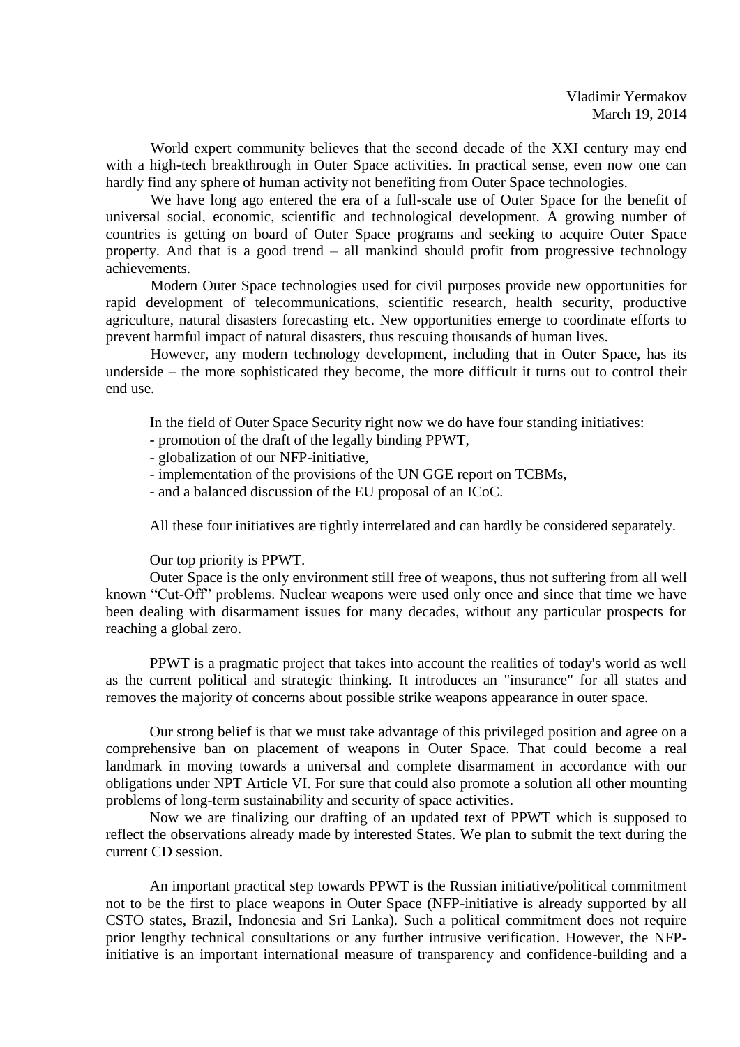Vladimir Yermakov
March 19, 2014

World expert community believes that the second decade of the XXI century may end with a high-tech breakthrough in Outer Space activities. In practical sense, even now one can hardly find any sphere of human activity not benefiting from Outer Space technologies.

We have long ago entered the era of a full-scale use of Outer Space for the benefit of universal social, economic, scientific and technological development. A growing number of countries is getting on board of Outer Space programs and seeking to acquire Outer Space property. And that is a good trend – all mankind should profit from progressive technology achievements.

Modern Outer Space technologies used for civil purposes provide new opportunities for rapid development of telecommunications, scientific research, health security, productive agriculture, natural disasters forecasting etc. New opportunities emerge to coordinate efforts to prevent harmful impact of natural disasters, thus rescuing thousands of human lives.

However, any modern technology development, including that in Outer Space, has its underside – the more sophisticated they become, the more difficult it turns out to control their end use.

In the field of Outer Space Security right now we do have four standing initiatives:

- promotion of the draft of the legally binding PPWT,
- globalization of our NFP-initiative,
- implementation of the provisions of the UN GGE report on TCBMs,
- and a balanced discussion of the EU proposal of an ICoC.

All these four initiatives are tightly interrelated and can hardly be considered separately.

Our top priority is PPWT.

Outer Space is the only environment still free of weapons, thus not suffering from all well known "Cut-Off" problems. Nuclear weapons were used only once and since that time we have been dealing with disarmament issues for many decades, without any particular prospects for reaching a global zero.

PPWT is a pragmatic project that takes into account the realities of today's world as well as the current political and strategic thinking. It introduces an "insurance" for all states and removes the majority of concerns about possible strike weapons appearance in outer space.

Our strong belief is that we must take advantage of this privileged position and agree on a comprehensive ban on placement of weapons in Outer Space. That could become a real landmark in moving towards a universal and complete disarmament in accordance with our obligations under NPT Article VI. For sure that could also promote a solution all other mounting problems of long-term sustainability and security of space activities.

Now we are finalizing our drafting of an updated text of PPWT which is supposed to reflect the observations already made by interested States. We plan to submit the text during the current CD session.

An important practical step towards PPWT is the Russian initiative/political commitment not to be the first to place weapons in Outer Space (NFP-initiative is already supported by all CSTO states, Brazil, Indonesia and Sri Lanka). Such a political commitment does not require prior lengthy technical consultations or any further intrusive verification. However, the NFP-initiative is an important international measure of transparency and confidence-building and a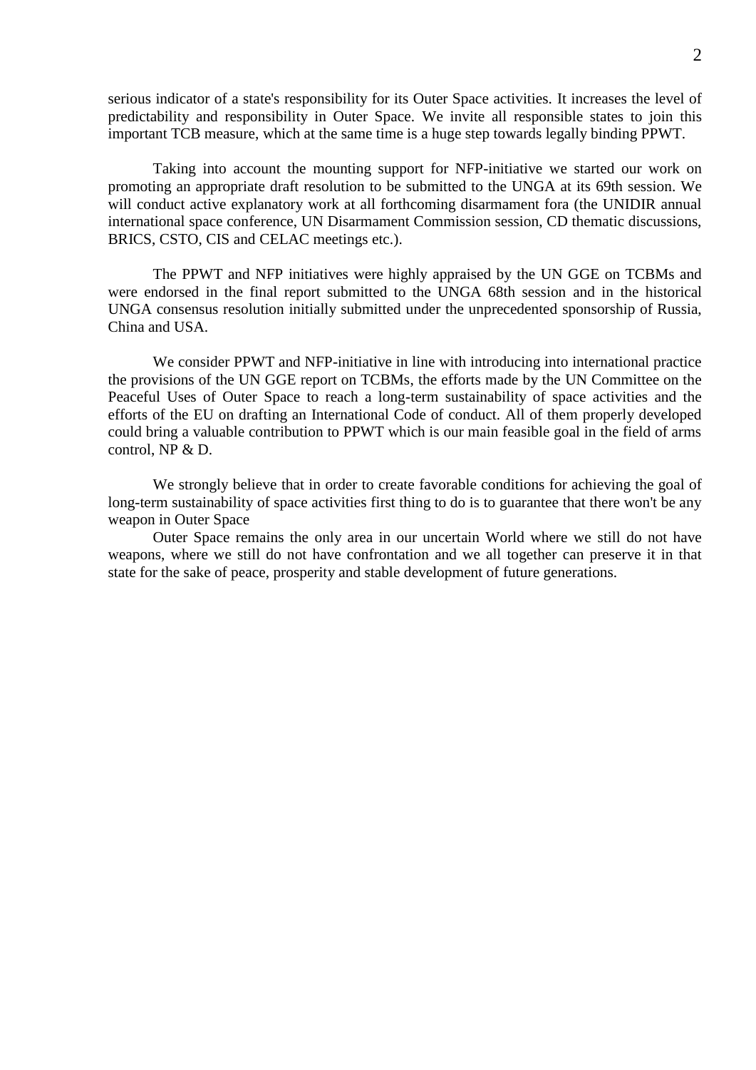serious indicator of a state's responsibility for its Outer Space activities. It increases the level of predictability and responsibility in Outer Space. We invite all responsible states to join this important TCB measure, which at the same time is a huge step towards legally binding PPWT.

Taking into account the mounting support for NFP-initiative we started our work on promoting an appropriate draft resolution to be submitted to the UNGA at its 69th session. We will conduct active explanatory work at all forthcoming disarmament fora (the UNIDIR annual international space conference, UN Disarmament Commission session, CD thematic discussions, BRICS, CSTO, CIS and CELAC meetings etc.).

The PPWT and NFP initiatives were highly appraised by the UN GGE on TCBMs and were endorsed in the final report submitted to the UNGA 68th session and in the historical UNGA consensus resolution initially submitted under the unprecedented sponsorship of Russia, China and USA.

We consider PPWT and NFP-initiative in line with introducing into international practice the provisions of the UN GGE report on TCBMs, the efforts made by the UN Committee on the Peaceful Uses of Outer Space to reach a long-term sustainability of space activities and the efforts of the EU on drafting an International Code of conduct. All of them properly developed could bring a valuable contribution to PPWT which is our main feasible goal in the field of arms control, NP & D.

We strongly believe that in order to create favorable conditions for achieving the goal of long-term sustainability of space activities first thing to do is to guarantee that there won't be any weapon in Outer Space

Outer Space remains the only area in our uncertain World where we still do not have weapons, where we still do not have confrontation and we all together can preserve it in that state for the sake of peace, prosperity and stable development of future generations.